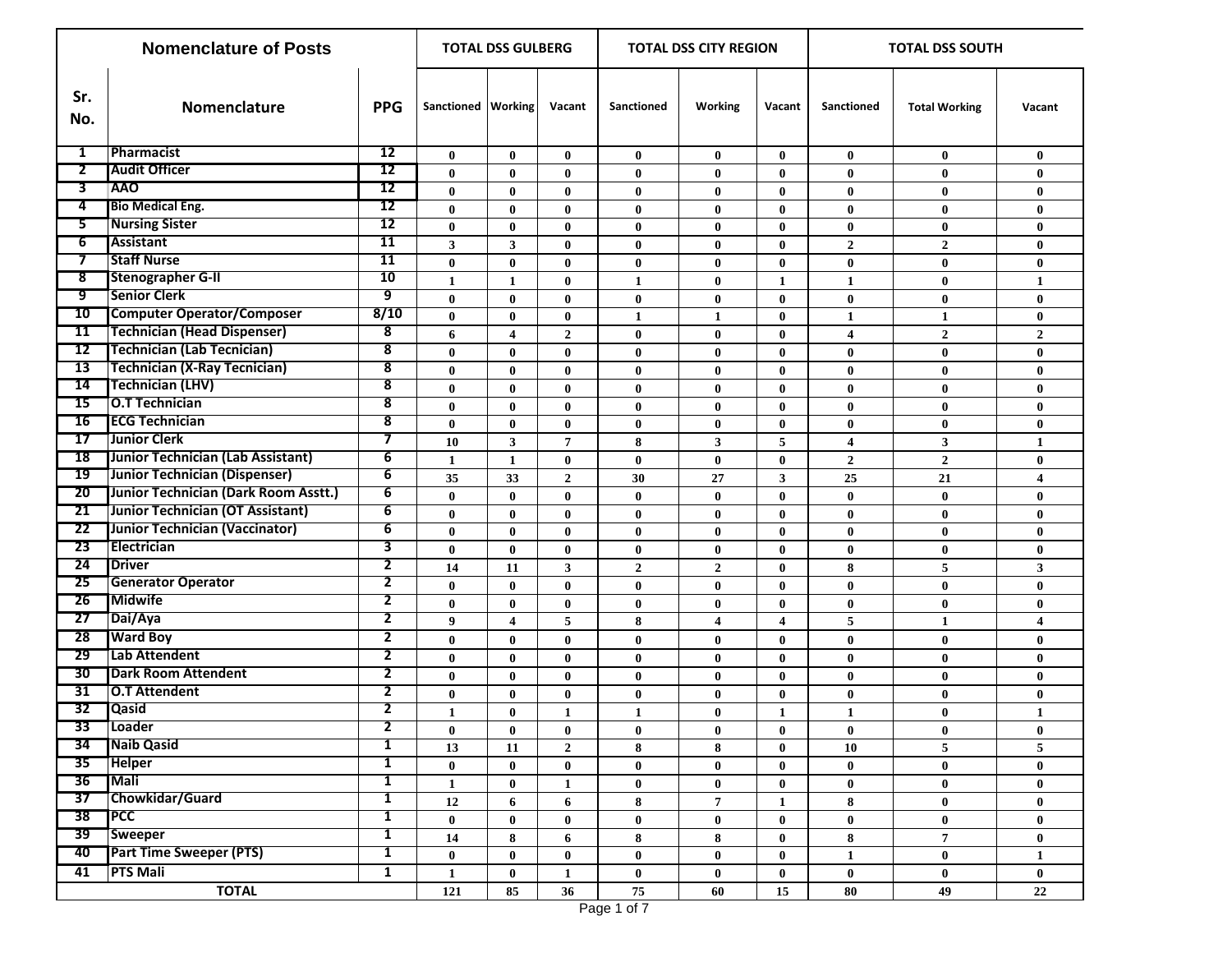| Nomenclature of Posts | | | TOTAL DSS GULBERG | | | TOTAL DSS CITY REGION | | | TOTAL DSS SOUTH | | |
|---|---|---|---|---|---|---|---|---|---|---|---|
| Sr. No. | Nomenclature | PPG | Sanctioned | Working | Vacant | Sanctioned | Working | Vacant | Sanctioned | Total Working | Vacant |
| 1 | Pharmacist | 12 | 0 | 0 | 0 | 0 | 0 | 0 | 0 | 0 | 0 |
| 2 | Audit Officer | 12 | 0 | 0 | 0 | 0 | 0 | 0 | 0 | 0 | 0 |
| 3 | AAO | 12 | 0 | 0 | 0 | 0 | 0 | 0 | 0 | 0 | 0 |
| 4 | Bio Medical Eng. | 12 | 0 | 0 | 0 | 0 | 0 | 0 | 0 | 0 | 0 |
| 5 | Nursing Sister | 12 | 0 | 0 | 0 | 0 | 0 | 0 | 0 | 0 | 0 |
| 6 | Assistant | 11 | 3 | 3 | 0 | 0 | 0 | 0 | 2 | 2 | 0 |
| 7 | Staff Nurse | 11 | 0 | 0 | 0 | 0 | 0 | 0 | 0 | 0 | 0 |
| 8 | Stenographer G-II | 10 | 1 | 1 | 0 | 1 | 0 | 1 | 1 | 0 | 1 |
| 9 | Senior Clerk | 9 | 0 | 0 | 0 | 0 | 0 | 0 | 0 | 0 | 0 |
| 10 | Computer Operator/Composer | 8/10 | 0 | 0 | 0 | 1 | 1 | 0 | 1 | 1 | 0 |
| 11 | Technician (Head Dispenser) | 8 | 6 | 4 | 2 | 0 | 0 | 0 | 4 | 2 | 2 |
| 12 | Technician (Lab Tecnician) | 8 | 0 | 0 | 0 | 0 | 0 | 0 | 0 | 0 | 0 |
| 13 | Technician (X-Ray Tecnician) | 8 | 0 | 0 | 0 | 0 | 0 | 0 | 0 | 0 | 0 |
| 14 | Technician (LHV) | 8 | 0 | 0 | 0 | 0 | 0 | 0 | 0 | 0 | 0 |
| 15 | O.T Technician | 8 | 0 | 0 | 0 | 0 | 0 | 0 | 0 | 0 | 0 |
| 16 | ECG Technician | 8 | 0 | 0 | 0 | 0 | 0 | 0 | 0 | 0 | 0 |
| 17 | Junior Clerk | 7 | 10 | 3 | 7 | 8 | 3 | 5 | 4 | 3 | 1 |
| 18 | Junior Technician (Lab Assistant) | 6 | 1 | 1 | 0 | 0 | 0 | 0 | 2 | 2 | 0 |
| 19 | Junior Technician (Dispenser) | 6 | 35 | 33 | 2 | 30 | 27 | 3 | 25 | 21 | 4 |
| 20 | Junior Technician (Dark Room Asstt.) | 6 | 0 | 0 | 0 | 0 | 0 | 0 | 0 | 0 | 0 |
| 21 | Junior Technician (OT Assistant) | 6 | 0 | 0 | 0 | 0 | 0 | 0 | 0 | 0 | 0 |
| 22 | Junior Technician (Vaccinator) | 6 | 0 | 0 | 0 | 0 | 0 | 0 | 0 | 0 | 0 |
| 23 | Electrician | 3 | 0 | 0 | 0 | 0 | 0 | 0 | 0 | 0 | 0 |
| 24 | Driver | 2 | 14 | 11 | 3 | 2 | 2 | 0 | 8 | 5 | 3 |
| 25 | Generator Operator | 2 | 0 | 0 | 0 | 0 | 0 | 0 | 0 | 0 | 0 |
| 26 | Midwife | 2 | 0 | 0 | 0 | 0 | 0 | 0 | 0 | 0 | 0 |
| 27 | Dai/Aya | 2 | 9 | 4 | 5 | 8 | 4 | 4 | 5 | 1 | 4 |
| 28 | Ward Boy | 2 | 0 | 0 | 0 | 0 | 0 | 0 | 0 | 0 | 0 |
| 29 | Lab Attendent | 2 | 0 | 0 | 0 | 0 | 0 | 0 | 0 | 0 | 0 |
| 30 | Dark Room Attendent | 2 | 0 | 0 | 0 | 0 | 0 | 0 | 0 | 0 | 0 |
| 31 | O.T Attendent | 2 | 0 | 0 | 0 | 0 | 0 | 0 | 0 | 0 | 0 |
| 32 | Qasid | 2 | 1 | 0 | 1 | 1 | 0 | 1 | 1 | 0 | 1 |
| 33 | Loader | 2 | 0 | 0 | 0 | 0 | 0 | 0 | 0 | 0 | 0 |
| 34 | Naib Qasid | 1 | 13 | 11 | 2 | 8 | 8 | 0 | 10 | 5 | 5 |
| 35 | Helper | 1 | 0 | 0 | 0 | 0 | 0 | 0 | 0 | 0 | 0 |
| 36 | Mali | 1 | 1 | 0 | 1 | 0 | 0 | 0 | 0 | 0 | 0 |
| 37 | Chowkidar/Guard | 1 | 12 | 6 | 6 | 8 | 7 | 1 | 8 | 0 | 0 |
| 38 | PCC | 1 | 0 | 0 | 0 | 0 | 0 | 0 | 0 | 0 | 0 |
| 39 | Sweeper | 1 | 14 | 8 | 6 | 8 | 8 | 0 | 8 | 7 | 0 |
| 40 | Part Time Sweeper (PTS) | 1 | 0 | 0 | 0 | 0 | 0 | 0 | 1 | 0 | 1 |
| 41 | PTS Mali | 1 | 1 | 0 | 1 | 0 | 0 | 0 | 0 | 0 | 0 |
| TOTAL | | | 121 | 85 | 36 | 75 | 60 | 15 | 80 | 49 | 22 |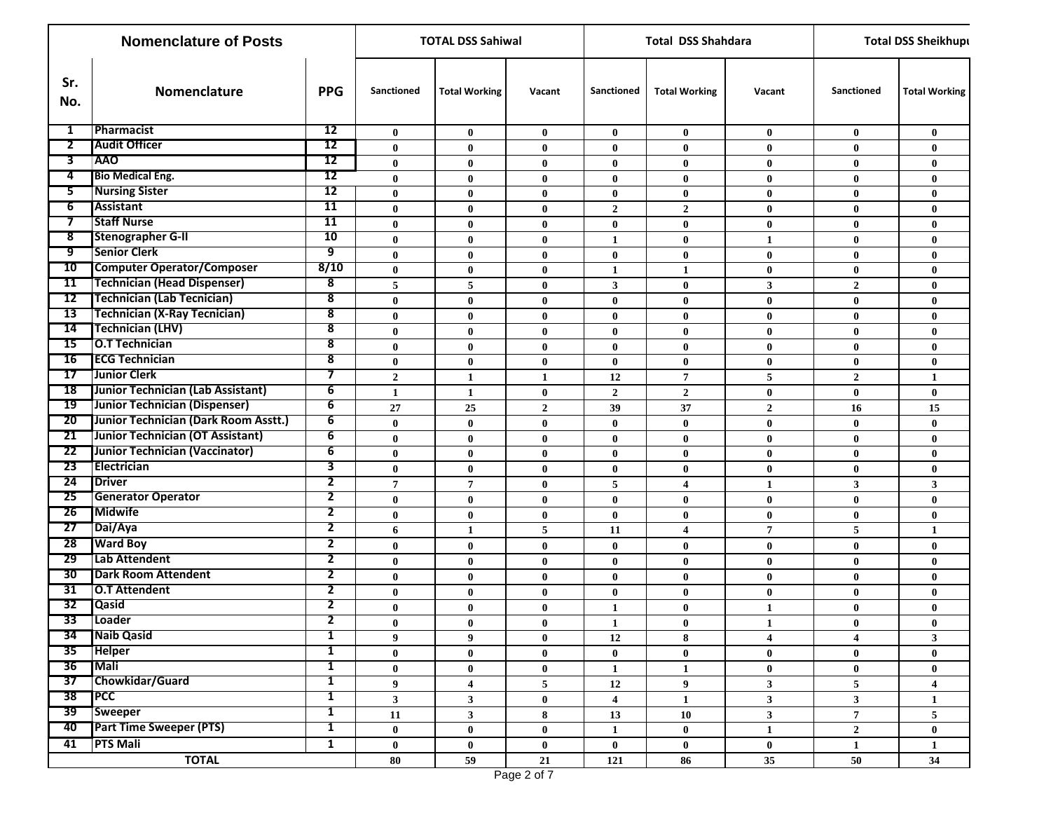| Nomenclature of Posts | | | TOTAL DSS Sahiwal | | | Total DSS Shahdara | | | Total DSS Sheikhupu | |
|---|---|---|---|---|---|---|---|---|---|---|
| Sr. No. | Nomenclature | PPG | Sanctioned | Total Working | Vacant | Sanctioned | Total Working | Vacant | Sanctioned | Total Working |
| 1 | Pharmacist | 12 | 0 | 0 | 0 | 0 | 0 | 0 | 0 | 0 |
| 2 | Audit Officer | 12 | 0 | 0 | 0 | 0 | 0 | 0 | 0 | 0 |
| 3 | AAO | 12 | 0 | 0 | 0 | 0 | 0 | 0 | 0 | 0 |
| 4 | Bio Medical Eng. | 12 | 0 | 0 | 0 | 0 | 0 | 0 | 0 | 0 |
| 5 | Nursing Sister | 12 | 0 | 0 | 0 | 0 | 0 | 0 | 0 | 0 |
| 6 | Assistant | 11 | 0 | 0 | 0 | 2 | 2 | 0 | 0 | 0 |
| 7 | Staff Nurse | 11 | 0 | 0 | 0 | 0 | 0 | 0 | 0 | 0 |
| 8 | Stenographer G-II | 10 | 0 | 0 | 0 | 1 | 0 | 1 | 0 | 0 |
| 9 | Senior Clerk | 9 | 0 | 0 | 0 | 0 | 0 | 0 | 0 | 0 |
| 10 | Computer Operator/Composer | 8/10 | 0 | 0 | 0 | 1 | 1 | 0 | 0 | 0 |
| 11 | Technician (Head Dispenser) | 8 | 5 | 5 | 0 | 3 | 0 | 3 | 2 | 0 |
| 12 | Technician (Lab Tecnician) | 8 | 0 | 0 | 0 | 0 | 0 | 0 | 0 | 0 |
| 13 | Technician (X-Ray Tecnician) | 8 | 0 | 0 | 0 | 0 | 0 | 0 | 0 | 0 |
| 14 | Technician (LHV) | 8 | 0 | 0 | 0 | 0 | 0 | 0 | 0 | 0 |
| 15 | O.T Technician | 8 | 0 | 0 | 0 | 0 | 0 | 0 | 0 | 0 |
| 16 | ECG Technician | 8 | 0 | 0 | 0 | 0 | 0 | 0 | 0 | 0 |
| 17 | Junior Clerk | 7 | 2 | 1 | 1 | 12 | 7 | 5 | 2 | 1 |
| 18 | Junior Technician (Lab Assistant) | 6 | 1 | 1 | 0 | 2 | 2 | 0 | 0 | 0 |
| 19 | Junior Technician (Dispenser) | 6 | 27 | 25 | 2 | 39 | 37 | 2 | 16 | 15 |
| 20 | Junior Technician (Dark Room Asstt.) | 6 | 0 | 0 | 0 | 0 | 0 | 0 | 0 | 0 |
| 21 | Junior Technician (OT Assistant) | 6 | 0 | 0 | 0 | 0 | 0 | 0 | 0 | 0 |
| 22 | Junior Technician (Vaccinator) | 6 | 0 | 0 | 0 | 0 | 0 | 0 | 0 | 0 |
| 23 | Electrician | 3 | 0 | 0 | 0 | 0 | 0 | 0 | 0 | 0 |
| 24 | Driver | 2 | 7 | 7 | 0 | 5 | 4 | 1 | 3 | 3 |
| 25 | Generator Operator | 2 | 0 | 0 | 0 | 0 | 0 | 0 | 0 | 0 |
| 26 | Midwife | 2 | 0 | 0 | 0 | 0 | 0 | 0 | 0 | 0 |
| 27 | Dai/Aya | 2 | 6 | 1 | 5 | 11 | 4 | 7 | 5 | 1 |
| 28 | Ward Boy | 2 | 0 | 0 | 0 | 0 | 0 | 0 | 0 | 0 |
| 29 | Lab Attendent | 2 | 0 | 0 | 0 | 0 | 0 | 0 | 0 | 0 |
| 30 | Dark Room Attendent | 2 | 0 | 0 | 0 | 0 | 0 | 0 | 0 | 0 |
| 31 | O.T Attendent | 2 | 0 | 0 | 0 | 0 | 0 | 0 | 0 | 0 |
| 32 | Qasid | 2 | 0 | 0 | 0 | 1 | 0 | 1 | 0 | 0 |
| 33 | Loader | 2 | 0 | 0 | 0 | 1 | 0 | 1 | 0 | 0 |
| 34 | Naib Qasid | 1 | 9 | 9 | 0 | 12 | 8 | 4 | 4 | 3 |
| 35 | Helper | 1 | 0 | 0 | 0 | 0 | 0 | 0 | 0 | 0 |
| 36 | Mali | 1 | 0 | 0 | 0 | 1 | 1 | 0 | 0 | 0 |
| 37 | Chowkidar/Guard | 1 | 9 | 4 | 5 | 12 | 9 | 3 | 5 | 4 |
| 38 | PCC | 1 | 3 | 3 | 0 | 4 | 1 | 3 | 3 | 1 |
| 39 | Sweeper | 1 | 11 | 3 | 8 | 13 | 10 | 3 | 7 | 5 |
| 40 | Part Time Sweeper (PTS) | 1 | 0 | 0 | 0 | 1 | 0 | 1 | 2 | 0 |
| 41 | PTS Mali | 1 | 0 | 0 | 0 | 0 | 0 | 0 | 1 | 1 |
| TOTAL | | | 80 | 59 | 21 | 121 | 86 | 35 | 50 | 34 |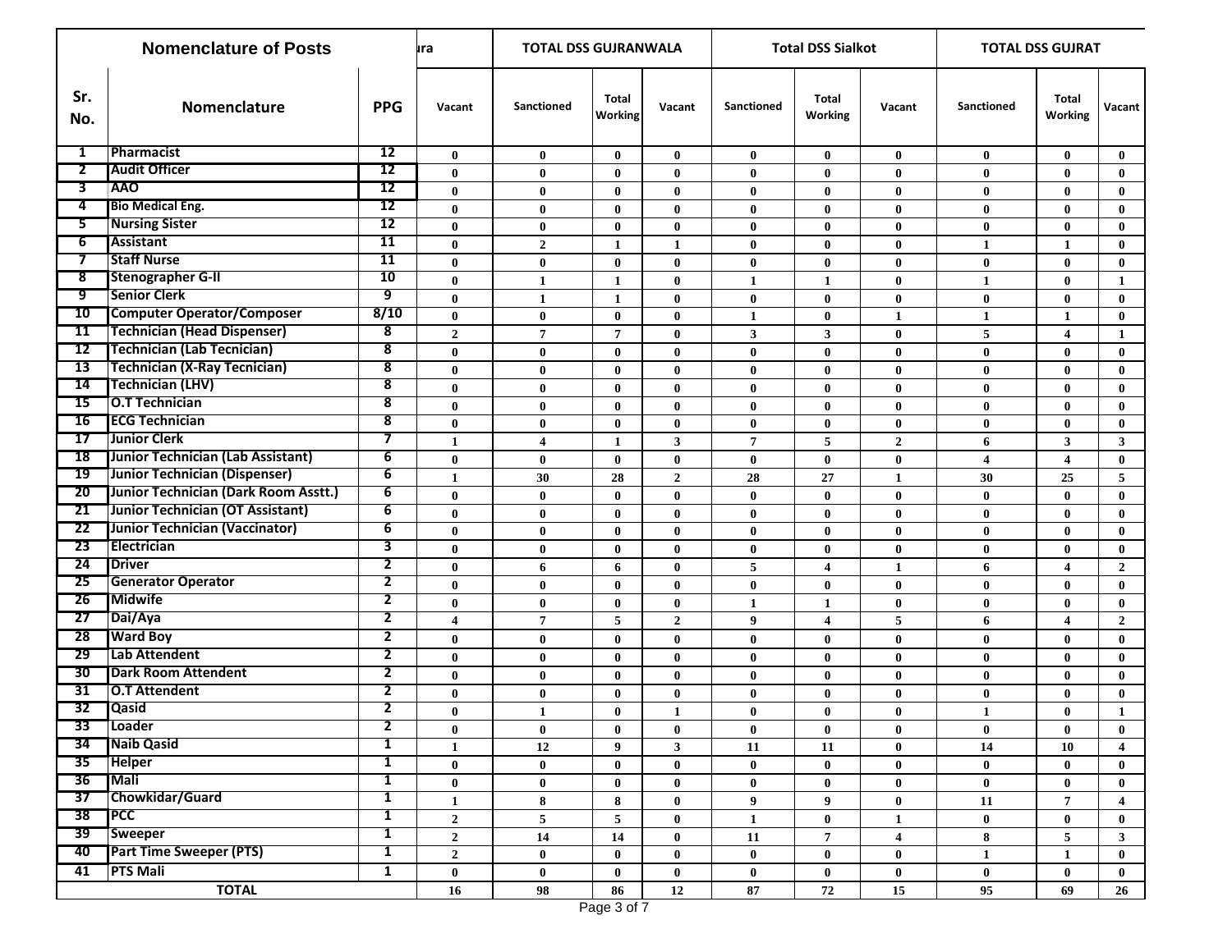| Nomenclature of Posts | | | ura | TOTAL DSS GUJRANWALA | | | Total DSS Sialkot | | | TOTAL DSS GUJRAT | | |
|---|---|---|---|---|---|---|---|---|---|---|---|---|
| Sr. No. | Nomenclature | PPG | Vacant | Sanctioned | Total Working | Vacant | Sanctioned | Total Working | Vacant | Sanctioned | Total Working | Vacant |
| 1 | Pharmacist | 12 | 0 | 0 | 0 | 0 | 0 | 0 | 0 | 0 | 0 | 0 |
| 2 | Audit Officer | 12 | 0 | 0 | 0 | 0 | 0 | 0 | 0 | 0 | 0 | 0 |
| 3 | AAO | 12 | 0 | 0 | 0 | 0 | 0 | 0 | 0 | 0 | 0 | 0 |
| 4 | Bio Medical Eng. | 12 | 0 | 0 | 0 | 0 | 0 | 0 | 0 | 0 | 0 | 0 |
| 5 | Nursing Sister | 12 | 0 | 0 | 0 | 0 | 0 | 0 | 0 | 0 | 0 | 0 |
| 6 | Assistant | 11 | 0 | 2 | 1 | 1 | 0 | 0 | 0 | 1 | 1 | 0 |
| 7 | Staff Nurse | 11 | 0 | 0 | 0 | 0 | 0 | 0 | 0 | 0 | 0 | 0 |
| 8 | Stenographer G-II | 10 | 0 | 1 | 1 | 0 | 1 | 1 | 0 | 1 | 0 | 1 |
| 9 | Senior Clerk | 9 | 0 | 1 | 1 | 0 | 0 | 0 | 0 | 0 | 0 | 0 |
| 10 | Computer Operator/Composer | 8/10 | 0 | 0 | 0 | 0 | 1 | 0 | 1 | 1 | 1 | 0 |
| 11 | Technician (Head Dispenser) | 8 | 2 | 7 | 7 | 0 | 3 | 3 | 0 | 5 | 4 | 1 |
| 12 | Technician (Lab Tecnician) | 8 | 0 | 0 | 0 | 0 | 0 | 0 | 0 | 0 | 0 | 0 |
| 13 | Technician (X-Ray Tecnician) | 8 | 0 | 0 | 0 | 0 | 0 | 0 | 0 | 0 | 0 | 0 |
| 14 | Technician (LHV) | 8 | 0 | 0 | 0 | 0 | 0 | 0 | 0 | 0 | 0 | 0 |
| 15 | O.T Technician | 8 | 0 | 0 | 0 | 0 | 0 | 0 | 0 | 0 | 0 | 0 |
| 16 | ECG Technician | 8 | 0 | 0 | 0 | 0 | 0 | 0 | 0 | 0 | 0 | 0 |
| 17 | Junior Clerk | 7 | 1 | 4 | 1 | 3 | 7 | 5 | 2 | 6 | 3 | 3 |
| 18 | Junior Technician (Lab Assistant) | 6 | 0 | 0 | 0 | 0 | 0 | 0 | 0 | 4 | 4 | 0 |
| 19 | Junior Technician (Dispenser) | 6 | 1 | 30 | 28 | 2 | 28 | 27 | 1 | 30 | 25 | 5 |
| 20 | Junior Technician (Dark Room Asstt.) | 6 | 0 | 0 | 0 | 0 | 0 | 0 | 0 | 0 | 0 | 0 |
| 21 | Junior Technician (OT Assistant) | 6 | 0 | 0 | 0 | 0 | 0 | 0 | 0 | 0 | 0 | 0 |
| 22 | Junior Technician (Vaccinator) | 6 | 0 | 0 | 0 | 0 | 0 | 0 | 0 | 0 | 0 | 0 |
| 23 | Electrician | 3 | 0 | 0 | 0 | 0 | 0 | 0 | 0 | 0 | 0 | 0 |
| 24 | Driver | 2 | 0 | 6 | 6 | 0 | 5 | 4 | 1 | 6 | 4 | 2 |
| 25 | Generator Operator | 2 | 0 | 0 | 0 | 0 | 0 | 0 | 0 | 0 | 0 | 0 |
| 26 | Midwife | 2 | 0 | 0 | 0 | 0 | 1 | 1 | 0 | 0 | 0 | 0 |
| 27 | Dai/Aya | 2 | 4 | 7 | 5 | 2 | 9 | 4 | 5 | 6 | 4 | 2 |
| 28 | Ward Boy | 2 | 0 | 0 | 0 | 0 | 0 | 0 | 0 | 0 | 0 | 0 |
| 29 | Lab Attendent | 2 | 0 | 0 | 0 | 0 | 0 | 0 | 0 | 0 | 0 | 0 |
| 30 | Dark Room Attendent | 2 | 0 | 0 | 0 | 0 | 0 | 0 | 0 | 0 | 0 | 0 |
| 31 | O.T Attendent | 2 | 0 | 0 | 0 | 0 | 0 | 0 | 0 | 0 | 0 | 0 |
| 32 | Qasid | 2 | 0 | 1 | 0 | 1 | 0 | 0 | 0 | 1 | 0 | 1 |
| 33 | Loader | 2 | 0 | 0 | 0 | 0 | 0 | 0 | 0 | 0 | 0 | 0 |
| 34 | Naib Qasid | 1 | 1 | 12 | 9 | 3 | 11 | 11 | 0 | 14 | 10 | 4 |
| 35 | Helper | 1 | 0 | 0 | 0 | 0 | 0 | 0 | 0 | 0 | 0 | 0 |
| 36 | Mali | 1 | 0 | 0 | 0 | 0 | 0 | 0 | 0 | 0 | 0 | 0 |
| 37 | Chowkidar/Guard | 1 | 1 | 8 | 8 | 0 | 9 | 9 | 0 | 11 | 7 | 4 |
| 38 | PCC | 1 | 2 | 5 | 5 | 0 | 1 | 0 | 1 | 0 | 0 | 0 |
| 39 | Sweeper | 1 | 2 | 14 | 14 | 0 | 11 | 7 | 4 | 8 | 5 | 3 |
| 40 | Part Time Sweeper (PTS) | 1 | 2 | 0 | 0 | 0 | 0 | 0 | 0 | 1 | 1 | 0 |
| 41 | PTS Mali | 1 | 0 | 0 | 0 | 0 | 0 | 0 | 0 | 0 | 0 | 0 |
| TOTAL | | | 16 | 98 | 86 | 12 | 87 | 72 | 15 | 95 | 69 | 26 |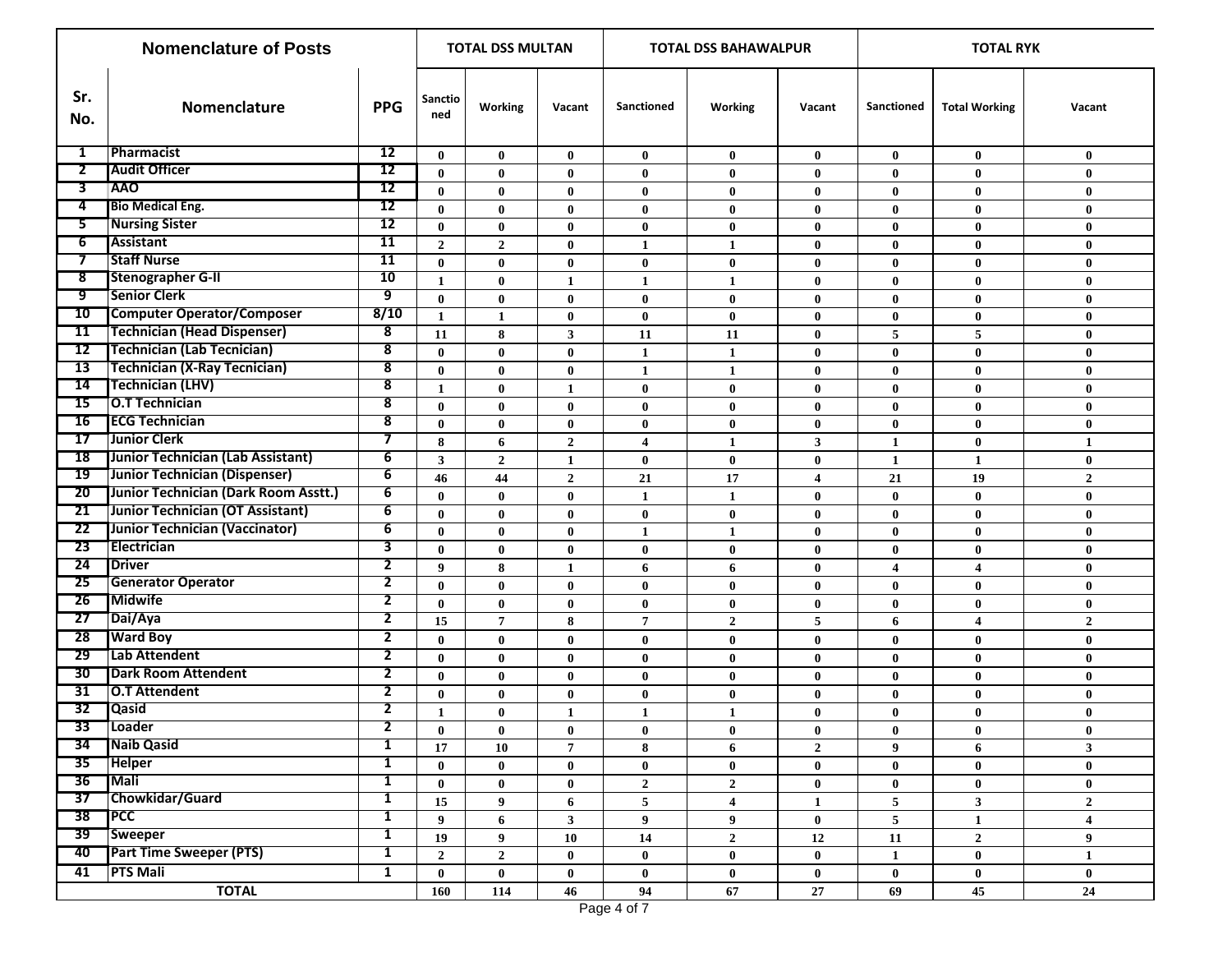| Nomenclature of Posts | | | TOTAL DSS MULTAN | | | TOTAL DSS BAHAWALPUR | | | TOTAL RYK | | |
|---|---|---|---|---|---|---|---|---|---|---|---|
| Sr. No. | Nomenclature | PPG | Sanctioned | Working | Vacant | Sanctioned | Working | Vacant | Sanctioned | Total Working | Vacant |
| 1 | Pharmacist | 12 | 0 | 0 | 0 | 0 | 0 | 0 | 0 | 0 | 0 |
| 2 | Audit Officer | 12 | 0 | 0 | 0 | 0 | 0 | 0 | 0 | 0 | 0 |
| 3 | AAO | 12 | 0 | 0 | 0 | 0 | 0 | 0 | 0 | 0 | 0 |
| 4 | Bio Medical Eng. | 12 | 0 | 0 | 0 | 0 | 0 | 0 | 0 | 0 | 0 |
| 5 | Nursing Sister | 12 | 0 | 0 | 0 | 0 | 0 | 0 | 0 | 0 | 0 |
| 6 | Assistant | 11 | 2 | 2 | 0 | 1 | 1 | 0 | 0 | 0 | 0 |
| 7 | Staff Nurse | 11 | 0 | 0 | 0 | 0 | 0 | 0 | 0 | 0 | 0 |
| 8 | Stenographer G-II | 10 | 1 | 0 | 1 | 1 | 1 | 0 | 0 | 0 | 0 |
| 9 | Senior Clerk | 9 | 0 | 0 | 0 | 0 | 0 | 0 | 0 | 0 | 0 |
| 10 | Computer Operator/Composer | 8/10 | 1 | 1 | 0 | 0 | 0 | 0 | 0 | 0 | 0 |
| 11 | Technician (Head Dispenser) | 8 | 11 | 8 | 3 | 11 | 11 | 0 | 5 | 5 | 0 |
| 12 | Technician (Lab Tecnician) | 8 | 0 | 0 | 0 | 1 | 1 | 0 | 0 | 0 | 0 |
| 13 | Technician (X-Ray Tecnician) | 8 | 0 | 0 | 0 | 1 | 1 | 0 | 0 | 0 | 0 |
| 14 | Technician (LHV) | 8 | 1 | 0 | 1 | 0 | 0 | 0 | 0 | 0 | 0 |
| 15 | O.T Technician | 8 | 0 | 0 | 0 | 0 | 0 | 0 | 0 | 0 | 0 |
| 16 | ECG Technician | 8 | 0 | 0 | 0 | 0 | 0 | 0 | 0 | 0 | 0 |
| 17 | Junior Clerk | 7 | 8 | 6 | 2 | 4 | 1 | 3 | 1 | 0 | 1 |
| 18 | Junior Technician (Lab Assistant) | 6 | 3 | 2 | 1 | 0 | 0 | 0 | 1 | 1 | 0 |
| 19 | Junior Technician (Dispenser) | 6 | 46 | 44 | 2 | 21 | 17 | 4 | 21 | 19 | 2 |
| 20 | Junior Technician (Dark Room Asstt.) | 6 | 0 | 0 | 0 | 1 | 1 | 0 | 0 | 0 | 0 |
| 21 | Junior Technician (OT Assistant) | 6 | 0 | 0 | 0 | 0 | 0 | 0 | 0 | 0 | 0 |
| 22 | Junior Technician (Vaccinator) | 6 | 0 | 0 | 0 | 1 | 1 | 0 | 0 | 0 | 0 |
| 23 | Electrician | 3 | 0 | 0 | 0 | 0 | 0 | 0 | 0 | 0 | 0 |
| 24 | Driver | 2 | 9 | 8 | 1 | 6 | 6 | 0 | 4 | 4 | 0 |
| 25 | Generator Operator | 2 | 0 | 0 | 0 | 0 | 0 | 0 | 0 | 0 | 0 |
| 26 | Midwife | 2 | 0 | 0 | 0 | 0 | 0 | 0 | 0 | 0 | 0 |
| 27 | Dai/Aya | 2 | 15 | 7 | 8 | 7 | 2 | 5 | 6 | 4 | 2 |
| 28 | Ward Boy | 2 | 0 | 0 | 0 | 0 | 0 | 0 | 0 | 0 | 0 |
| 29 | Lab Attendent | 2 | 0 | 0 | 0 | 0 | 0 | 0 | 0 | 0 | 0 |
| 30 | Dark Room Attendent | 2 | 0 | 0 | 0 | 0 | 0 | 0 | 0 | 0 | 0 |
| 31 | O.T Attendent | 2 | 0 | 0 | 0 | 0 | 0 | 0 | 0 | 0 | 0 |
| 32 | Qasid | 2 | 1 | 0 | 1 | 1 | 1 | 0 | 0 | 0 | 0 |
| 33 | Loader | 2 | 0 | 0 | 0 | 0 | 0 | 0 | 0 | 0 | 0 |
| 34 | Naib Qasid | 1 | 17 | 10 | 7 | 8 | 6 | 2 | 9 | 6 | 3 |
| 35 | Helper | 1 | 0 | 0 | 0 | 0 | 0 | 0 | 0 | 0 | 0 |
| 36 | Mali | 1 | 0 | 0 | 0 | 2 | 2 | 0 | 0 | 0 | 0 |
| 37 | Chowkidar/Guard | 1 | 15 | 9 | 6 | 5 | 4 | 1 | 5 | 3 | 2 |
| 38 | PCC | 1 | 9 | 6 | 3 | 9 | 9 | 0 | 5 | 1 | 4 |
| 39 | Sweeper | 1 | 19 | 9 | 10 | 14 | 2 | 12 | 11 | 2 | 9 |
| 40 | Part Time Sweeper (PTS) | 1 | 2 | 2 | 0 | 0 | 0 | 0 | 1 | 0 | 1 |
| 41 | PTS Mali | 1 | 0 | 0 | 0 | 0 | 0 | 0 | 0 | 0 | 0 |
| TOTAL | | | 160 | 114 | 46 | 94 | 67 | 27 | 69 | 45 | 24 |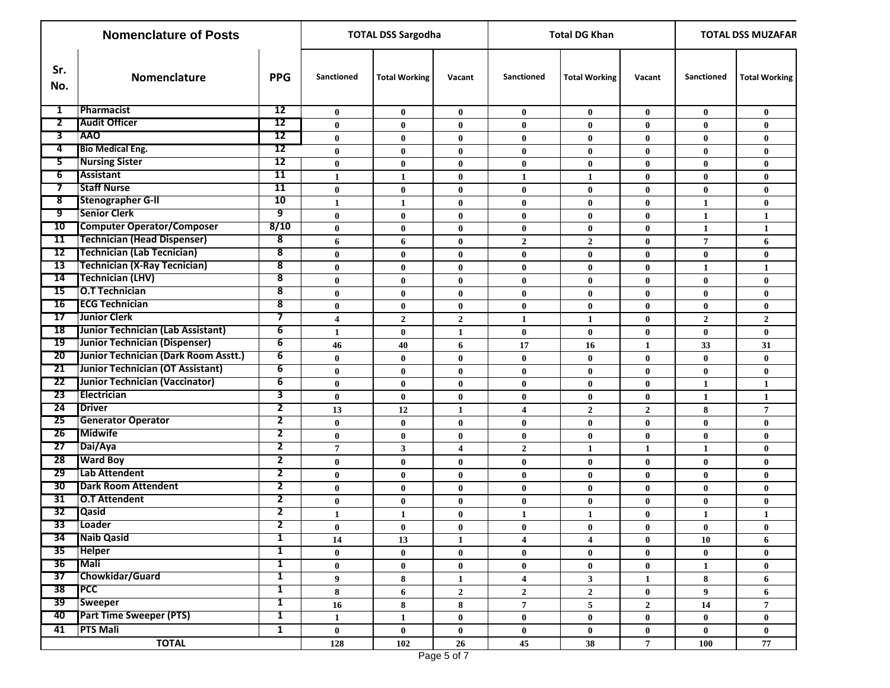| Nomenclature of Posts | | | TOTAL DSS Sargodha | | | Total DG Khan | | | TOTAL DSS MUZAFAR | |
|---|---|---|---|---|---|---|---|---|---|---|
| Sr. No. | Nomenclature | PPG | Sanctioned | Total Working | Vacant | Sanctioned | Total Working | Vacant | Sanctioned | Total Working |
| 1 | Pharmacist | 12 | 0 | 0 | 0 | 0 | 0 | 0 | 0 | 0 |
| 2 | Audit Officer | 12 | 0 | 0 | 0 | 0 | 0 | 0 | 0 | 0 |
| 3 | AAO | 12 | 0 | 0 | 0 | 0 | 0 | 0 | 0 | 0 |
| 4 | Bio Medical Eng. | 12 | 0 | 0 | 0 | 0 | 0 | 0 | 0 | 0 |
| 5 | Nursing Sister | 12 | 0 | 0 | 0 | 0 | 0 | 0 | 0 | 0 |
| 6 | Assistant | 11 | 1 | 1 | 0 | 1 | 1 | 0 | 0 | 0 |
| 7 | Staff Nurse | 11 | 0 | 0 | 0 | 0 | 0 | 0 | 0 | 0 |
| 8 | Stenographer G-II | 10 | 1 | 1 | 0 | 0 | 0 | 0 | 1 | 0 |
| 9 | Senior Clerk | 9 | 0 | 0 | 0 | 0 | 0 | 0 | 1 | 1 |
| 10 | Computer Operator/Composer | 8/10 | 0 | 0 | 0 | 0 | 0 | 0 | 1 | 1 |
| 11 | Technician (Head Dispenser) | 8 | 6 | 6 | 0 | 2 | 2 | 0 | 7 | 6 |
| 12 | Technician (Lab Tecnician) | 8 | 0 | 0 | 0 | 0 | 0 | 0 | 0 | 0 |
| 13 | Technician (X-Ray Tecnician) | 8 | 0 | 0 | 0 | 0 | 0 | 0 | 1 | 1 |
| 14 | Technician (LHV) | 8 | 0 | 0 | 0 | 0 | 0 | 0 | 0 | 0 |
| 15 | O.T Technician | 8 | 0 | 0 | 0 | 0 | 0 | 0 | 0 | 0 |
| 16 | ECG Technician | 8 | 0 | 0 | 0 | 0 | 0 | 0 | 0 | 0 |
| 17 | Junior Clerk | 7 | 4 | 2 | 2 | 1 | 1 | 0 | 2 | 2 |
| 18 | Junior Technician (Lab Assistant) | 6 | 1 | 0 | 1 | 0 | 0 | 0 | 0 | 0 |
| 19 | Junior Technician (Dispenser) | 6 | 46 | 40 | 6 | 17 | 16 | 1 | 33 | 31 |
| 20 | Junior Technician (Dark Room Asstt.) | 6 | 0 | 0 | 0 | 0 | 0 | 0 | 0 | 0 |
| 21 | Junior Technician (OT Assistant) | 6 | 0 | 0 | 0 | 0 | 0 | 0 | 0 | 0 |
| 22 | Junior Technician (Vaccinator) | 6 | 0 | 0 | 0 | 0 | 0 | 0 | 1 | 1 |
| 23 | Electrician | 3 | 0 | 0 | 0 | 0 | 0 | 0 | 1 | 1 |
| 24 | Driver | 2 | 13 | 12 | 1 | 4 | 2 | 2 | 8 | 7 |
| 25 | Generator Operator | 2 | 0 | 0 | 0 | 0 | 0 | 0 | 0 | 0 |
| 26 | Midwife | 2 | 0 | 0 | 0 | 0 | 0 | 0 | 0 | 0 |
| 27 | Dai/Aya | 2 | 7 | 3 | 4 | 2 | 1 | 1 | 1 | 0 |
| 28 | Ward Boy | 2 | 0 | 0 | 0 | 0 | 0 | 0 | 0 | 0 |
| 29 | Lab Attendent | 2 | 0 | 0 | 0 | 0 | 0 | 0 | 0 | 0 |
| 30 | Dark Room Attendent | 2 | 0 | 0 | 0 | 0 | 0 | 0 | 0 | 0 |
| 31 | O.T Attendent | 2 | 0 | 0 | 0 | 0 | 0 | 0 | 0 | 0 |
| 32 | Qasid | 2 | 1 | 1 | 0 | 1 | 1 | 0 | 1 | 1 |
| 33 | Loader | 2 | 0 | 0 | 0 | 0 | 0 | 0 | 0 | 0 |
| 34 | Naib Qasid | 1 | 14 | 13 | 1 | 4 | 4 | 0 | 10 | 6 |
| 35 | Helper | 1 | 0 | 0 | 0 | 0 | 0 | 0 | 0 | 0 |
| 36 | Mali | 1 | 0 | 0 | 0 | 0 | 0 | 0 | 1 | 0 |
| 37 | Chowkidar/Guard | 1 | 9 | 8 | 1 | 4 | 3 | 1 | 8 | 6 |
| 38 | PCC | 1 | 8 | 6 | 2 | 2 | 2 | 0 | 9 | 6 |
| 39 | Sweeper | 1 | 16 | 8 | 8 | 7 | 5 | 2 | 14 | 7 |
| 40 | Part Time Sweeper (PTS) | 1 | 1 | 1 | 0 | 0 | 0 | 0 | 0 | 0 |
| 41 | PTS Mali | 1 | 0 | 0 | 0 | 0 | 0 | 0 | 0 | 0 |
| TOTAL | | | 128 | 102 | 26 | 45 | 38 | 7 | 100 | 77 |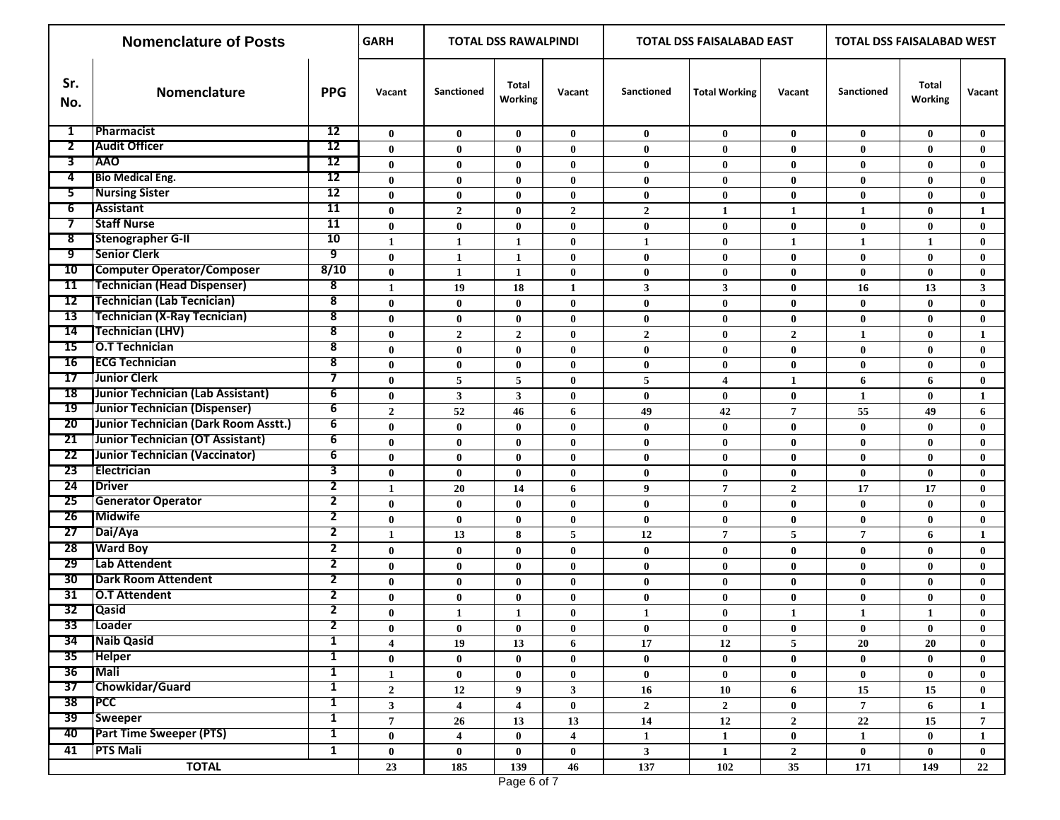| Nomenclature of Posts | | | GARH | TOTAL DSS RAWALPINDI | | | TOTAL DSS FAISALABAD EAST | | | TOTAL DSS FAISALABAD WEST | | |
|---|---|---|---|---|---|---|---|---|---|---|---|---|
| Sr. No. | Nomenclature | PPG | Vacant | Sanctioned | Total Working | Vacant | Sanctioned | Total Working | Vacant | Sanctioned | Total Working | Vacant |
| 1 | Pharmacist | 12 | 0 | 0 | 0 | 0 | 0 | 0 | 0 | 0 | 0 | 0 |
| 2 | Audit Officer | 12 | 0 | 0 | 0 | 0 | 0 | 0 | 0 | 0 | 0 | 0 |
| 3 | AAO | 12 | 0 | 0 | 0 | 0 | 0 | 0 | 0 | 0 | 0 | 0 |
| 4 | Bio Medical Eng. | 12 | 0 | 0 | 0 | 0 | 0 | 0 | 0 | 0 | 0 | 0 |
| 5 | Nursing Sister | 12 | 0 | 0 | 0 | 0 | 0 | 0 | 0 | 0 | 0 | 0 |
| 6 | Assistant | 11 | 0 | 2 | 0 | 2 | 2 | 1 | 1 | 1 | 0 | 1 |
| 7 | Staff Nurse | 11 | 0 | 0 | 0 | 0 | 0 | 0 | 0 | 0 | 0 | 0 |
| 8 | Stenographer G-II | 10 | 1 | 1 | 1 | 0 | 1 | 0 | 1 | 1 | 1 | 0 |
| 9 | Senior Clerk | 9 | 0 | 1 | 1 | 0 | 0 | 0 | 0 | 0 | 0 | 0 |
| 10 | Computer Operator/Composer | 8/10 | 0 | 1 | 1 | 0 | 0 | 0 | 0 | 0 | 0 | 0 |
| 11 | Technician (Head Dispenser) | 8 | 1 | 19 | 18 | 1 | 3 | 3 | 0 | 16 | 13 | 3 |
| 12 | Technician (Lab Tecnician) | 8 | 0 | 0 | 0 | 0 | 0 | 0 | 0 | 0 | 0 | 0 |
| 13 | Technician (X-Ray Tecnician) | 8 | 0 | 0 | 0 | 0 | 0 | 0 | 0 | 0 | 0 | 0 |
| 14 | Technician (LHV) | 8 | 0 | 2 | 2 | 0 | 2 | 0 | 2 | 1 | 0 | 1 |
| 15 | O.T Technician | 8 | 0 | 0 | 0 | 0 | 0 | 0 | 0 | 0 | 0 | 0 |
| 16 | ECG Technician | 8 | 0 | 0 | 0 | 0 | 0 | 0 | 0 | 0 | 0 | 0 |
| 17 | Junior Clerk | 7 | 0 | 5 | 5 | 0 | 5 | 4 | 1 | 6 | 6 | 0 |
| 18 | Junior Technician (Lab Assistant) | 6 | 0 | 3 | 3 | 0 | 0 | 0 | 0 | 1 | 0 | 1 |
| 19 | Junior Technician (Dispenser) | 6 | 2 | 52 | 46 | 6 | 49 | 42 | 7 | 55 | 49 | 6 |
| 20 | Junior Technician (Dark Room Asstt.) | 6 | 0 | 0 | 0 | 0 | 0 | 0 | 0 | 0 | 0 | 0 |
| 21 | Junior Technician (OT Assistant) | 6 | 0 | 0 | 0 | 0 | 0 | 0 | 0 | 0 | 0 | 0 |
| 22 | Junior Technician (Vaccinator) | 6 | 0 | 0 | 0 | 0 | 0 | 0 | 0 | 0 | 0 | 0 |
| 23 | Electrician | 3 | 0 | 0 | 0 | 0 | 0 | 0 | 0 | 0 | 0 | 0 |
| 24 | Driver | 2 | 1 | 20 | 14 | 6 | 9 | 7 | 2 | 17 | 17 | 0 |
| 25 | Generator Operator | 2 | 0 | 0 | 0 | 0 | 0 | 0 | 0 | 0 | 0 | 0 |
| 26 | Midwife | 2 | 0 | 0 | 0 | 0 | 0 | 0 | 0 | 0 | 0 | 0 |
| 27 | Dai/Aya | 2 | 1 | 13 | 8 | 5 | 12 | 7 | 5 | 7 | 6 | 1 |
| 28 | Ward Boy | 2 | 0 | 0 | 0 | 0 | 0 | 0 | 0 | 0 | 0 | 0 |
| 29 | Lab Attendent | 2 | 0 | 0 | 0 | 0 | 0 | 0 | 0 | 0 | 0 | 0 |
| 30 | Dark Room Attendent | 2 | 0 | 0 | 0 | 0 | 0 | 0 | 0 | 0 | 0 | 0 |
| 31 | O.T Attendent | 2 | 0 | 0 | 0 | 0 | 0 | 0 | 0 | 0 | 0 | 0 |
| 32 | Qasid | 2 | 0 | 1 | 1 | 0 | 1 | 0 | 1 | 1 | 1 | 0 |
| 33 | Loader | 2 | 0 | 0 | 0 | 0 | 0 | 0 | 0 | 0 | 0 | 0 |
| 34 | Naib Qasid | 1 | 4 | 19 | 13 | 6 | 17 | 12 | 5 | 20 | 20 | 0 |
| 35 | Helper | 1 | 0 | 0 | 0 | 0 | 0 | 0 | 0 | 0 | 0 | 0 |
| 36 | Mali | 1 | 1 | 0 | 0 | 0 | 0 | 0 | 0 | 0 | 0 | 0 |
| 37 | Chowkidar/Guard | 1 | 2 | 12 | 9 | 3 | 16 | 10 | 6 | 15 | 15 | 0 |
| 38 | PCC | 1 | 3 | 4 | 4 | 0 | 2 | 2 | 0 | 7 | 6 | 1 |
| 39 | Sweeper | 1 | 7 | 26 | 13 | 13 | 14 | 12 | 2 | 22 | 15 | 7 |
| 40 | Part Time Sweeper (PTS) | 1 | 0 | 4 | 0 | 4 | 1 | 1 | 0 | 1 | 0 | 1 |
| 41 | PTS Mali | 1 | 0 | 0 | 0 | 0 | 3 | 1 | 2 | 0 | 0 | 0 |
| TOTAL | | | 23 | 185 | 139 | 46 | 137 | 102 | 35 | 171 | 149 | 22 |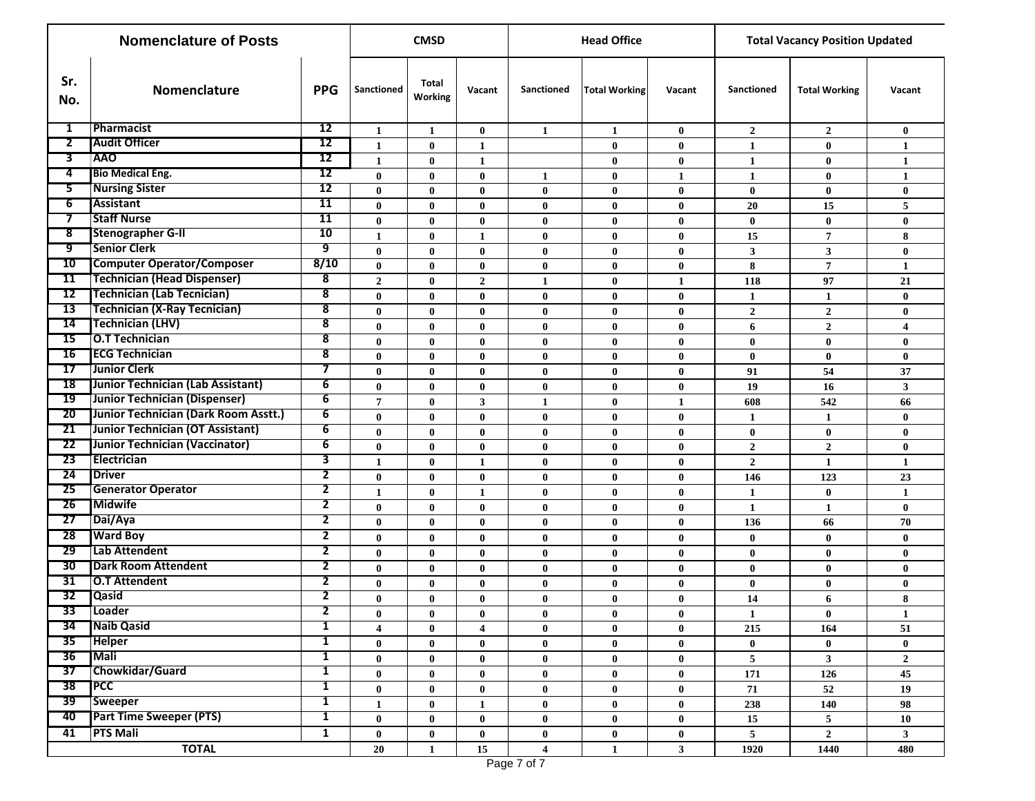| Nomenclature of Posts | | | CMSD | | | Head Office | | | Total Vacancy Position Updated | | |
|---|---|---|---|---|---|---|---|---|---|---|---|
| Sr. No. | Nomenclature | PPG | Sanctioned | Total Working | Vacant | Sanctioned | Total Working | Vacant | Sanctioned | Total Working | Vacant |
| 1 | Pharmacist | 12 | 1 | 1 | 0 | 1 | 1 | 0 | 2 | 2 | 0 |
| 2 | Audit Officer | 12 | 1 | 0 | 1 | | 0 | 0 | 1 | 0 | 1 |
| 3 | AAO | 12 | 1 | 0 | 1 | | 0 | 0 | 1 | 0 | 1 |
| 4 | Bio Medical Eng. | 12 | 0 | 0 | 0 | 1 | 0 | 1 | 1 | 0 | 1 |
| 5 | Nursing Sister | 12 | 0 | 0 | 0 | 0 | 0 | 0 | 0 | 0 | 0 |
| 6 | Assistant | 11 | 0 | 0 | 0 | 0 | 0 | 0 | 20 | 15 | 5 |
| 7 | Staff Nurse | 11 | 0 | 0 | 0 | 0 | 0 | 0 | 0 | 0 | 0 |
| 8 | Stenographer G-II | 10 | 1 | 0 | 1 | 0 | 0 | 0 | 15 | 7 | 8 |
| 9 | Senior Clerk | 9 | 0 | 0 | 0 | 0 | 0 | 0 | 3 | 3 | 0 |
| 10 | Computer Operator/Composer | 8/10 | 0 | 0 | 0 | 0 | 0 | 0 | 8 | 7 | 1 |
| 11 | Technician (Head Dispenser) | 8 | 2 | 0 | 2 | 1 | 0 | 1 | 118 | 97 | 21 |
| 12 | Technician (Lab Tecnician) | 8 | 0 | 0 | 0 | 0 | 0 | 0 | 1 | 1 | 0 |
| 13 | Technician (X-Ray Tecnician) | 8 | 0 | 0 | 0 | 0 | 0 | 0 | 2 | 2 | 0 |
| 14 | Technician (LHV) | 8 | 0 | 0 | 0 | 0 | 0 | 0 | 6 | 2 | 4 |
| 15 | O.T Technician | 8 | 0 | 0 | 0 | 0 | 0 | 0 | 0 | 0 | 0 |
| 16 | ECG Technician | 8 | 0 | 0 | 0 | 0 | 0 | 0 | 0 | 0 | 0 |
| 17 | Junior Clerk | 7 | 0 | 0 | 0 | 0 | 0 | 0 | 91 | 54 | 37 |
| 18 | Junior Technician (Lab Assistant) | 6 | 0 | 0 | 0 | 0 | 0 | 0 | 19 | 16 | 3 |
| 19 | Junior Technician (Dispenser) | 6 | 7 | 0 | 3 | 1 | 0 | 1 | 608 | 542 | 66 |
| 20 | Junior Technician (Dark Room Asstt.) | 6 | 0 | 0 | 0 | 0 | 0 | 0 | 1 | 1 | 0 |
| 21 | Junior Technician (OT Assistant) | 6 | 0 | 0 | 0 | 0 | 0 | 0 | 0 | 0 | 0 |
| 22 | Junior Technician (Vaccinator) | 6 | 0 | 0 | 0 | 0 | 0 | 0 | 2 | 2 | 0 |
| 23 | Electrician | 3 | 1 | 0 | 1 | 0 | 0 | 0 | 2 | 1 | 1 |
| 24 | Driver | 2 | 0 | 0 | 0 | 0 | 0 | 0 | 146 | 123 | 23 |
| 25 | Generator Operator | 2 | 1 | 0 | 1 | 0 | 0 | 0 | 1 | 0 | 1 |
| 26 | Midwife | 2 | 0 | 0 | 0 | 0 | 0 | 0 | 1 | 1 | 0 |
| 27 | Dai/Aya | 2 | 0 | 0 | 0 | 0 | 0 | 0 | 136 | 66 | 70 |
| 28 | Ward Boy | 2 | 0 | 0 | 0 | 0 | 0 | 0 | 0 | 0 | 0 |
| 29 | Lab Attendent | 2 | 0 | 0 | 0 | 0 | 0 | 0 | 0 | 0 | 0 |
| 30 | Dark Room Attendent | 2 | 0 | 0 | 0 | 0 | 0 | 0 | 0 | 0 | 0 |
| 31 | O.T Attendent | 2 | 0 | 0 | 0 | 0 | 0 | 0 | 0 | 0 | 0 |
| 32 | Qasid | 2 | 0 | 0 | 0 | 0 | 0 | 0 | 14 | 6 | 8 |
| 33 | Loader | 2 | 0 | 0 | 0 | 0 | 0 | 0 | 1 | 0 | 1 |
| 34 | Naib Qasid | 1 | 4 | 0 | 4 | 0 | 0 | 0 | 215 | 164 | 51 |
| 35 | Helper | 1 | 0 | 0 | 0 | 0 | 0 | 0 | 0 | 0 | 0 |
| 36 | Mali | 1 | 0 | 0 | 0 | 0 | 0 | 0 | 5 | 3 | 2 |
| 37 | Chowkidar/Guard | 1 | 0 | 0 | 0 | 0 | 0 | 0 | 171 | 126 | 45 |
| 38 | PCC | 1 | 0 | 0 | 0 | 0 | 0 | 0 | 71 | 52 | 19 |
| 39 | Sweeper | 1 | 1 | 0 | 1 | 0 | 0 | 0 | 238 | 140 | 98 |
| 40 | Part Time Sweeper (PTS) | 1 | 0 | 0 | 0 | 0 | 0 | 0 | 15 | 5 | 10 |
| 41 | PTS Mali | 1 | 0 | 0 | 0 | 0 | 0 | 0 | 5 | 2 | 3 |
| TOTAL | | | 20 | 1 | 15 | 4 | 1 | 3 | 1920 | 1440 | 480 |